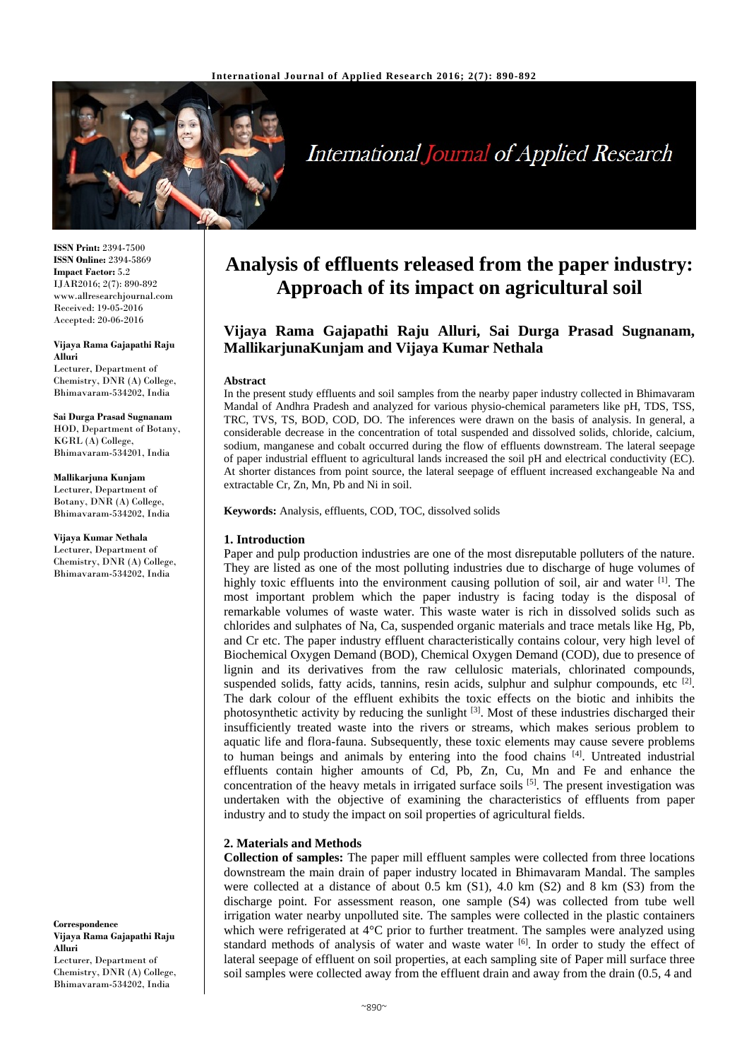# Analysis of effluents released from the paper industry: Approach of its impact on agricultural soil

**Vijaya Rama Gajapathi Raju Alluri, Sai Durga Prasad Sugnanam, MallikarjunaKunjam and Vijaya Kumar Nethala**

ISSN Print: 2394-7500
ISSN Online: 2394-5869
Impact Factor: 5.2
IJAR2016; 2(7): 890-892
www.allresearchjournal.com
Received: 19-05-2016
Accepted: 20-06-2016

**Vijaya Rama Gajapathi Raju Alluri**
Lecturer, Department of Chemistry, DNR (A) College, Bhimavaram-534202, India

**Sai Durga Prasad Sugnanam**
HOD, Department of Botany, KGRL (A) College, Bhimavaram-534201, India

**Mallikarjuna Kunjam**
Lecturer, Department of Botany, DNR (A) College, Bhimavaram-534202, India

**Vijaya Kumar Nethala**
Lecturer, Department of Chemistry, DNR (A) College, Bhimavaram-534202, India

**Correspondence**
**Vijaya Rama Gajapathi Raju Alluri**
Lecturer, Department of Chemistry, DNR (A) College, Bhimavaram-534202, India

### Abstract

In the present study effluents and soil samples from the nearby paper industry collected in Bhimavaram Mandal of Andhra Pradesh and analyzed for various physio-chemical parameters like pH, TDS, TSS, TRC, TVS, TS, BOD, COD, DO. The inferences were drawn on the basis of analysis. In general, a considerable decrease in the concentration of total suspended and dissolved solids, chloride, calcium, sodium, manganese and cobalt occurred during the flow of effluents downstream. The lateral seepage of paper industrial effluent to agricultural lands increased the soil pH and electrical conductivity (EC). At shorter distances from point source, the lateral seepage of effluent increased exchangeable Na and extractable Cr, Zn, Mn, Pb and Ni in soil.

**Keywords:** Analysis, effluents, COD, TOC, dissolved solids

## 1. Introduction

Paper and pulp production industries are one of the most disreputable polluters of the nature. They are listed as one of the most polluting industries due to discharge of huge volumes of highly toxic effluents into the environment causing pollution of soil, air and water [1]. The most important problem which the paper industry is facing today is the disposal of remarkable volumes of waste water. This waste water is rich in dissolved solids such as chlorides and sulphates of Na, Ca, suspended organic materials and trace metals like Hg, Pb, and Cr etc. The paper industry effluent characteristically contains colour, very high level of Biochemical Oxygen Demand (BOD), Chemical Oxygen Demand (COD), due to presence of lignin and its derivatives from the raw cellulosic materials, chlorinated compounds, suspended solids, fatty acids, tannins, resin acids, sulphur and sulphur compounds, etc [2]. The dark colour of the effluent exhibits the toxic effects on the biotic and inhibits the photosynthetic activity by reducing the sunlight [3]. Most of these industries discharged their insufficiently treated waste into the rivers or streams, which makes serious problem to aquatic life and flora-fauna. Subsequently, these toxic elements may cause severe problems to human beings and animals by entering into the food chains [4]. Untreated industrial effluents contain higher amounts of Cd, Pb, Zn, Cu, Mn and Fe and enhance the concentration of the heavy metals in irrigated surface soils [5]. The present investigation was undertaken with the objective of examining the characteristics of effluents from paper industry and to study the impact on soil properties of agricultural fields.

## 2. Materials and Methods

**Collection of samples:** The paper mill effluent samples were collected from three locations downstream the main drain of paper industry located in Bhimavaram Mandal. The samples were collected at a distance of about 0.5 km (S1), 4.0 km (S2) and 8 km (S3) from the discharge point. For assessment reason, one sample (S4) was collected from tube well irrigation water nearby unpolluted site. The samples were collected in the plastic containers which were refrigerated at 4°C prior to further treatment. The samples were analyzed using standard methods of analysis of water and waste water [6]. In order to study the effect of lateral seepage of effluent on soil properties, at each sampling site of Paper mill surface three soil samples were collected away from the effluent drain and away from the drain (0.5, 4 and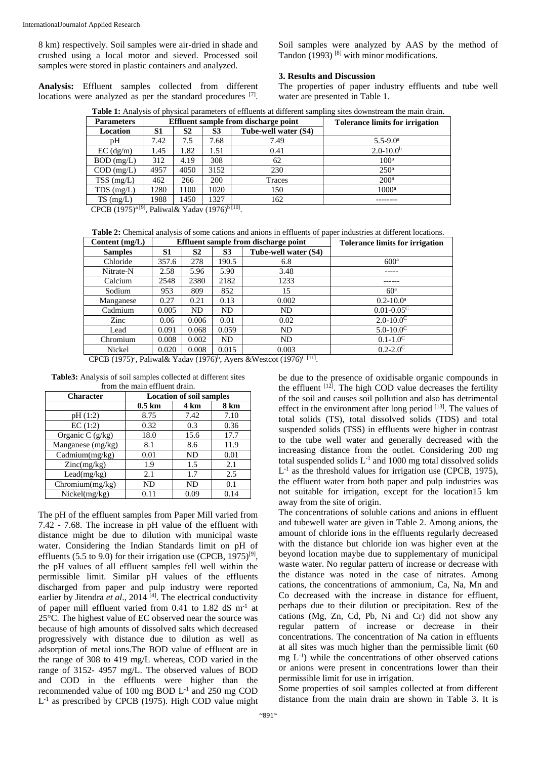8 km) respectively. Soil samples were air-dried in shade and crushed using a local motor and sieved. Processed soil samples were stored in plastic containers and analyzed.

**Analysis:** Effluent samples collected from different locations were analyzed as per the standard procedures [7]. Soil samples were analyzed by AAS by the method of Tandon (1993) [8] with minor modifications.

## 3. Results and Discussion

The properties of paper industry effluents and tube well water are presented in Table 1.

**Table 1:** Analysis of physical parameters of effluents at different sampling sites downstream the main drain.

| Parameters | Effluent sample from discharge point | | | | Tolerance limits for irrigation |
|---|---|---|---|---|---|
| Location | S1 | S2 | S3 | Tube-well water (S4) | |
| pH | 7.42 | 7.5 | 7.68 | 7.49 | 5.5-9.0[a] |
| EC (dg/m) | 1.45 | 1.82 | 1.51 | 0.41 | 2.0-10.0[b] |
| BOD (mg/L) | 312 | 4.19 | 308 | 62 | 100[a] |
| COD (mg/L) | 4957 | 4050 | 3152 | 230 | 250[a] |
| TSS (mg/L) | 462 | 266 | 200 | Traces | 200[a] |
| TDS (mg/L) | 1280 | 1100 | 1020 | 150 | 1000[a] |
| TS (mg/L) | 1988 | 1450 | 1327 | 162 | -------- |

CPCB (1975)[a] [9], Paliwal& Yadav (1976)[b] [10].

**Table 2:** Chemical analysis of some cations and anions in effluents of paper industries at different locations.

| Content (mg/L) | Effluent sample from discharge point | | | | Tolerance limits for irrigation |
|---|---|---|---|---|---|
| Samples | S1 | S2 | S3 | Tube-well water (S4) | |
| Chloride | 357.6 | 278 | 190.5 | 6.8 | 600[a] |
| Nitrate-N | 2.58 | 5.96 | 5.90 | 3.48 | ----- |
| Calcium | 2548 | 2380 | 2182 | 1233 | ------ |
| Sodium | 953 | 809 | 852 | 15 | 60[a] |
| Manganese | 0.27 | 0.21 | 0.13 | 0.002 | 0.2-10.0[a] |
| Cadmium | 0.005 | ND | ND | ND | 0.01-0.05[C] |
| Zinc | 0.06 | 0.006 | 0.01 | 0.02 | 2.0-10.0[C] |
| Lead | 0.091 | 0.068 | 0.059 | ND | 5.0-10.0[C] |
| Chromium | 0.008 | 0.002 | ND | ND | 0.1-1.0[C] |
| Nickel | 0.020 | 0.008 | 0.015 | 0.003 | 0.2-2.0[C] |

CPCB (1975)[a], Paliwal& Yadav (1976)[b], Ayers &Westcot (1976)[C] [11].

**Table3:** Analysis of soil samples collected at different sites from the main effluent drain.

| Character | Location of soil samples | | |
|---|---|---|---|
| | 0.5 km | 4 km | 8 km |
| pH (1:2) | 8.75 | 7.42 | 7.10 |
| EC (1:2) | 0.32 | 0.3 | 0.36 |
| Organic C (g/kg) | 18.0 | 15.6 | 17.7 |
| Manganese (mg/kg) | 8.1 | 8.6 | 11.9 |
| Cadmium(mg/kg) | 0.01 | ND | 0.01 |
| Zinc(mg/kg) | 1.9 | 1.5 | 2.1 |
| Lead(mg/kg) | 2.1 | 1.7 | 2.5 |
| Chromium(mg/kg) | ND | ND | 0.1 |
| Nickel(mg/kg) | 0.11 | 0.09 | 0.14 |

The pH of the effluent samples from Paper Mill varied from 7.42 - 7.68. The increase in pH value of the effluent with distance might be due to dilution with municipal waste water. Considering the Indian Standards limit on pH of effluents (5.5 to 9.0) for their irrigation use (CPCB, 1975)[9], the pH values of all effluent samples fell well within the permissible limit. Similar pH values of the effluents discharged from paper and pulp industry were reported earlier by Jitendra *et al*., 2014 [4]. The electrical conductivity of paper mill effluent varied from 0.41 to 1.82 dS $m^{-1}$ at 25°C. The highest value of EC observed near the source was because of high amounts of dissolved salts which decreased progressively with distance due to dilution as well as adsorption of metal ions.The BOD value of effluent are in the range of 308 to 419 mg/L whereas, COD varied in the range of 3152- 4957 mg/L. The observed values of BOD and COD in the effluents were higher than the recommended value of 100 mg BOD $L^{-1}$ and 250 mg COD $L^{-1}$ as prescribed by CPCB (1975). High COD value might be due to the presence of oxidisable organic compounds in the effluent [12]. The high COD value decreases the fertility of the soil and causes soil pollution and also has detrimental effect in the environment after long period [13]. The values of total solids (TS), total dissolved solids (TDS) and total suspended solids (TSS) in effluents were higher in contrast to the tube well water and generally decreased with the increasing distance from the outlet. Considering 200 mg total suspended solids $L^{-1}$ and 1000 mg total dissolved solids $L^{-1}$ as the threshold values for irrigation use (CPCB, 1975), the effluent water from both paper and pulp industries was not suitable for irrigation, except for the location15 km away from the site of origin.

The concentrations of soluble cations and anions in effluent and tubewell water are given in Table 2. Among anions, the amount of chloride ions in the effluents regularly decreased with the distance but chloride ion was higher even at the beyond location maybe due to supplementary of municipal waste water. No regular pattern of increase or decrease with the distance was noted in the case of nitrates. Among cations, the concentrations of ammonium, Ca, Na, Mn and Co decreased with the increase in distance for effluent, perhaps due to their dilution or precipitation. Rest of the cations (Mg, Zn, Cd, Pb, Ni and Cr) did not show any regular pattern of increase or decrease in their concentrations. The concentration of Na cation in effluents at all sites was much higher than the permissible limit (60 mg $L^{-1}$) while the concentrations of other observed cations or anions were present in concentrations lower than their permissible limit for use in irrigation.

Some properties of soil samples collected at from different distance from the main drain are shown in Table 3. It is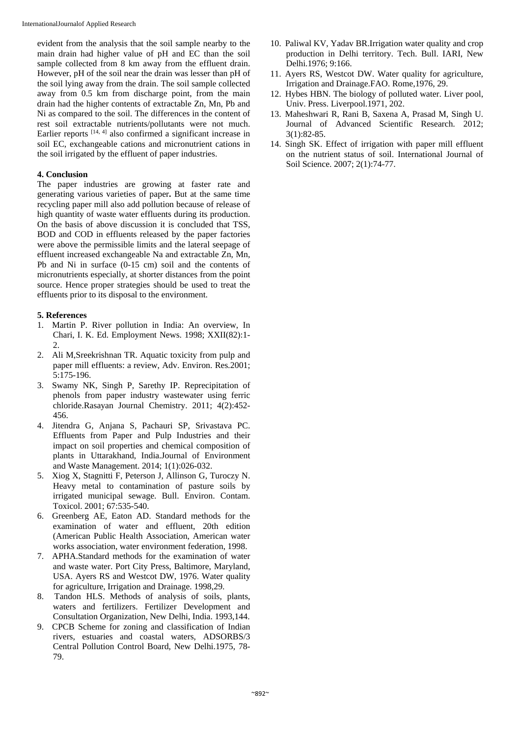evident from the analysis that the soil sample nearby to the main drain had higher value of pH and EC than the soil sample collected from 8 km away from the effluent drain. However, pH of the soil near the drain was lesser than pH of the soil lying away from the drain. The soil sample collected away from 0.5 km from discharge point, from the main drain had the higher contents of extractable Zn, Mn, Pb and Ni as compared to the soil. The differences in the content of rest soil extractable nutrients/pollutants were not much. Earlier reports [14, 4] also confirmed a significant increase in soil EC, exchangeable cations and micronutrient cations in the soil irrigated by the effluent of paper industries.

## 4. Conclusion

The paper industries are growing at faster rate and generating various varieties of paper**.** But at the same time recycling paper mill also add pollution because of release of high quantity of waste water effluents during its production. On the basis of above discussion it is concluded that TSS, BOD and COD in effluents released by the paper factories were above the permissible limits and the lateral seepage of effluent increased exchangeable Na and extractable Zn, Mn, Pb and Ni in surface (0-15 cm) soil and the contents of micronutrients especially, at shorter distances from the point source. Hence proper strategies should be used to treat the effluents prior to its disposal to the environment.

## 5. References

1. Martin P. River pollution in India: An overview, In Chari, I. K. Ed. Employment News. 1998; XXII(82):1-2.
2. Ali M,Sreekrishnan TR. Aquatic toxicity from pulp and paper mill effluents: a review, Adv. Environ. Res.2001; 5:175-196.
3. Swamy NK, Singh P, Sarethy IP. Reprecipitation of phenols from paper industry wastewater using ferric chloride.Rasayan Journal Chemistry. 2011; 4(2):452-456.
4. Jitendra G, Anjana S, Pachauri SP, Srivastava PC. Effluents from Paper and Pulp Industries and their impact on soil properties and chemical composition of plants in Uttarakhand, India.Journal of Environment and Waste Management. 2014; 1(1):026-032.
5. Xiog X, Stagnitti F, Peterson J, Allinson G, Turoczy N. Heavy metal to contamination of pasture soils by irrigated municipal sewage. Bull. Environ. Contam. Toxicol. 2001; 67:535-540.
6. Greenberg AE, Eaton AD. Standard methods for the examination of water and effluent, 20th edition (American Public Health Association, American water works association, water environment federation, 1998.
7. APHA.Standard methods for the examination of water and waste water. Port City Press, Baltimore, Maryland, USA. Ayers RS and Westcot DW, 1976. Water quality for agriculture, Irrigation and Drainage. 1998,29.
8. Tandon HLS. Methods of analysis of soils, plants, waters and fertilizers. Fertilizer Development and Consultation Organization, New Delhi, India. 1993,144.
9. CPCB Scheme for zoning and classification of Indian rivers, estuaries and coastal waters, ADSORBS/3 Central Pollution Control Board, New Delhi.1975, 78-79.
10. Paliwal KV, Yadav BR.Irrigation water quality and crop production in Delhi territory. Tech. Bull. IARI, New Delhi.1976; 9:166.
11. Ayers RS, Westcot DW. Water quality for agriculture, Irrigation and Drainage.FAO. Rome,1976, 29.
12. Hybes HBN. The biology of polluted water. Liver pool, Univ. Press. Liverpool.1971, 202.
13. Maheshwari R, Rani B, Saxena A, Prasad M, Singh U. Journal of Advanced Scientific Research. 2012; 3(1):82-85.
14. Singh SK. Effect of irrigation with paper mill effluent on the nutrient status of soil. International Journal of Soil Science. 2007; 2(1):74-77.